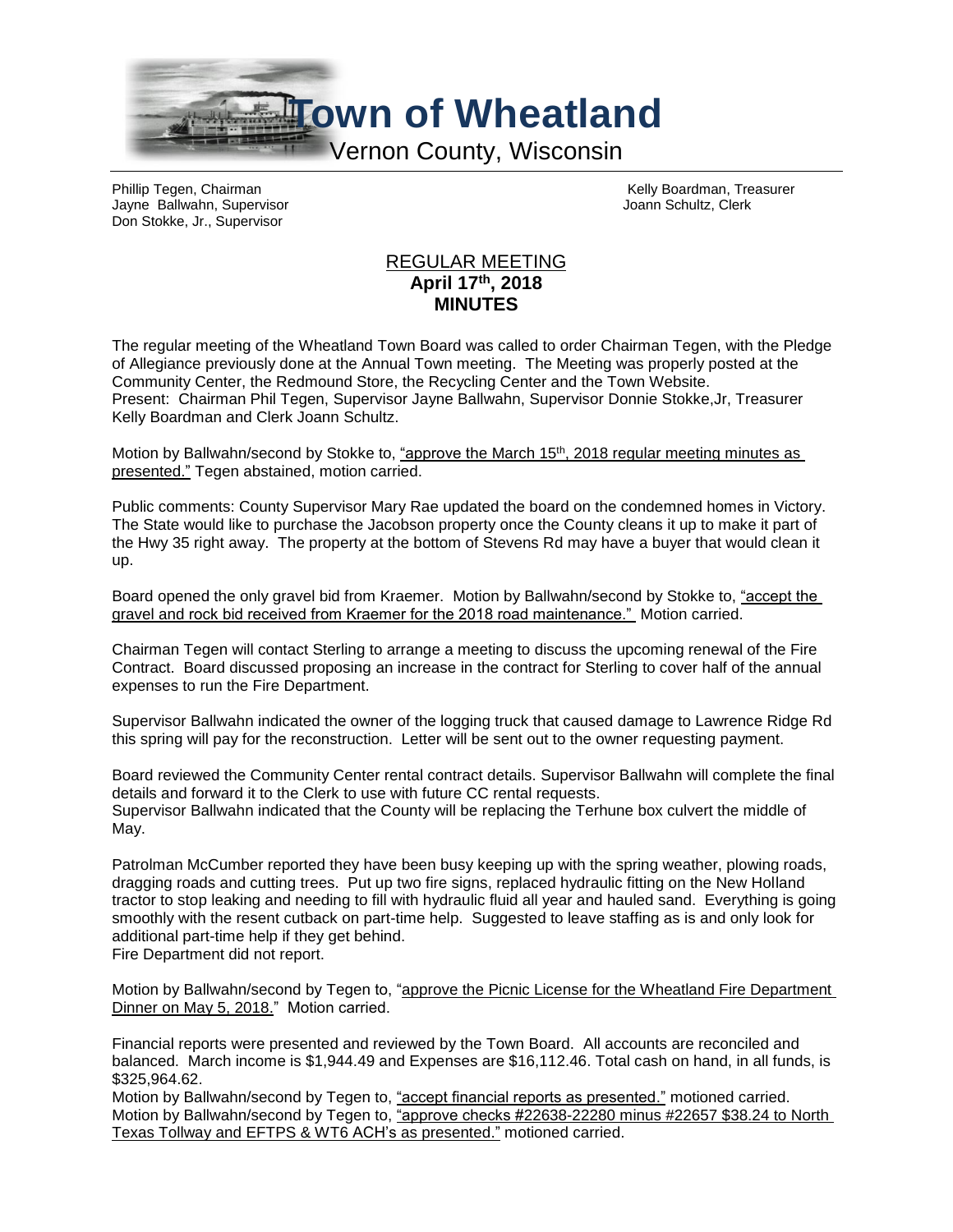# Town of Wheatland

Vernon County, Wisconsin

Phillip Tegen, Chairman
Jayne Ballwahn, Supervisor
Don Stokke, Jr., Supervisor

Kelly Boardman, Treasurer
Joann Schultz, Clerk

## REGULAR MEETING
**April 17th, 2018**
**MINUTES**

The regular meeting of the Wheatland Town Board was called to order Chairman Tegen, with the Pledge of Allegiance previously done at the Annual Town meeting. The Meeting was properly posted at the Community Center, the Redmound Store, the Recycling Center and the Town Website.
Present: Chairman Phil Tegen, Supervisor Jayne Ballwahn, Supervisor Donnie Stokke,Jr, Treasurer Kelly Boardman and Clerk Joann Schultz.

Motion by Ballwahn/second by Stokke to, "approve the March 15th, 2018 regular meeting minutes as presented." Tegen abstained, motion carried.

Public comments: County Supervisor Mary Rae updated the board on the condemned homes in Victory. The State would like to purchase the Jacobson property once the County cleans it up to make it part of the Hwy 35 right away. The property at the bottom of Stevens Rd may have a buyer that would clean it up.

Board opened the only gravel bid from Kraemer. Motion by Ballwahn/second by Stokke to, "accept the gravel and rock bid received from Kraemer for the 2018 road maintenance." Motion carried.

Chairman Tegen will contact Sterling to arrange a meeting to discuss the upcoming renewal of the Fire Contract. Board discussed proposing an increase in the contract for Sterling to cover half of the annual expenses to run the Fire Department.

Supervisor Ballwahn indicated the owner of the logging truck that caused damage to Lawrence Ridge Rd this spring will pay for the reconstruction. Letter will be sent out to the owner requesting payment.

Board reviewed the Community Center rental contract details. Supervisor Ballwahn will complete the final details and forward it to the Clerk to use with future CC rental requests.
Supervisor Ballwahn indicated that the County will be replacing the Terhune box culvert the middle of May.

Patrolman McCumber reported they have been busy keeping up with the spring weather, plowing roads, dragging roads and cutting trees. Put up two fire signs, replaced hydraulic fitting on the New Holland tractor to stop leaking and needing to fill with hydraulic fluid all year and hauled sand. Everything is going smoothly with the resent cutback on part-time help. Suggested to leave staffing as is and only look for additional part-time help if they get behind.
Fire Department did not report.

Motion by Ballwahn/second by Tegen to, "approve the Picnic License for the Wheatland Fire Department Dinner on May 5, 2018." Motion carried.

Financial reports were presented and reviewed by the Town Board. All accounts are reconciled and balanced. March income is $1,944.49 and Expenses are $16,112.46. Total cash on hand, in all funds, is $325,964.62.
Motion by Ballwahn/second by Tegen to, "accept financial reports as presented." motioned carried.
Motion by Ballwahn/second by Tegen to, "approve checks #22638-22280 minus #22657 $38.24 to North Texas Tollway and EFTPS & WT6 ACH's as presented." motioned carried.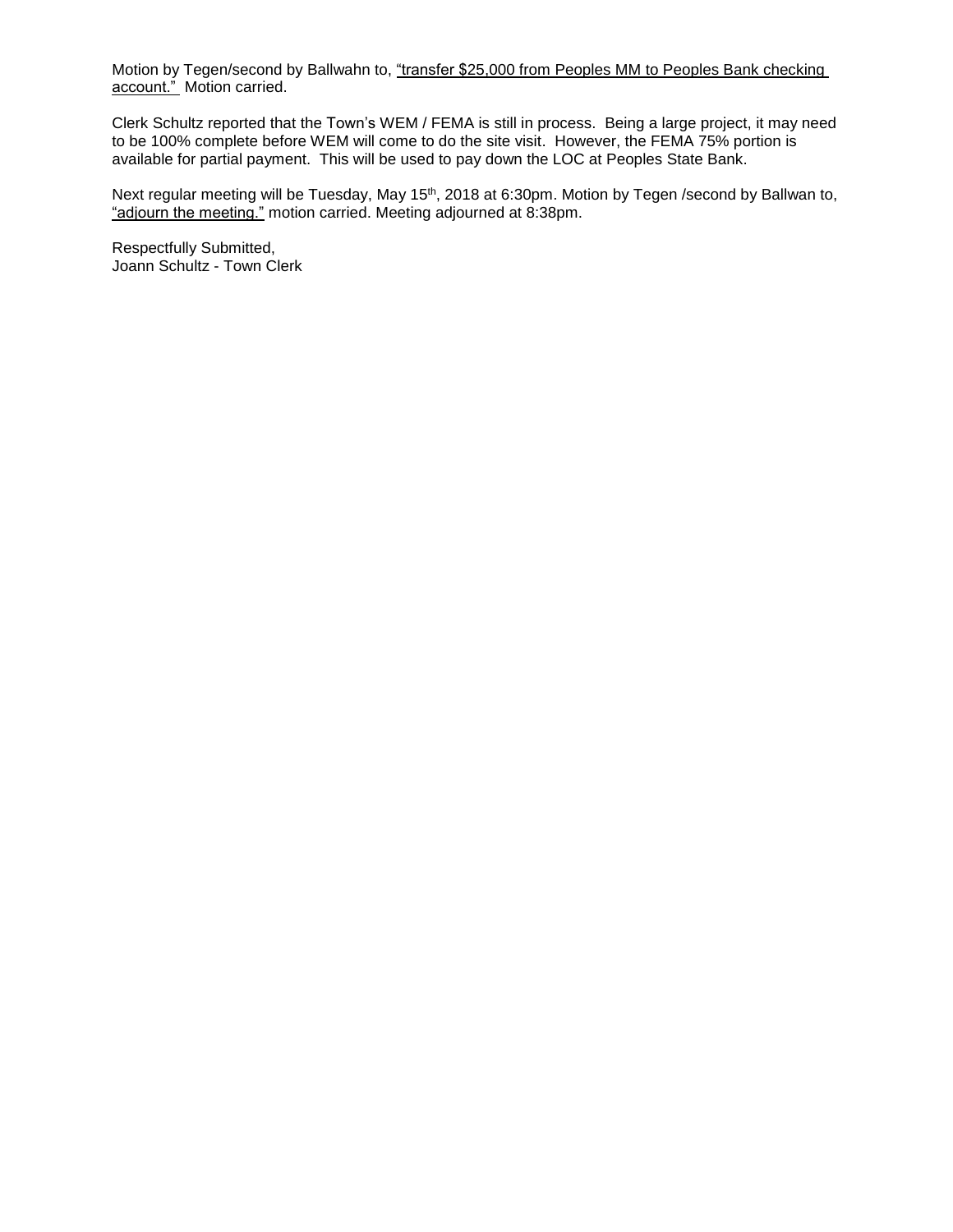Motion by Tegen/second by Ballwahn to, "transfer $25,000 from Peoples MM to Peoples Bank checking account." Motion carried.

Clerk Schultz reported that the Town's WEM / FEMA is still in process. Being a large project, it may need to be 100% complete before WEM will come to do the site visit. However, the FEMA 75% portion is available for partial payment. This will be used to pay down the LOC at Peoples State Bank.

Next regular meeting will be Tuesday, May 15th, 2018 at 6:30pm. Motion by Tegen /second by Ballwan to, "adjourn the meeting." motion carried. Meeting adjourned at 8:38pm.

Respectfully Submitted,
Joann Schultz - Town Clerk